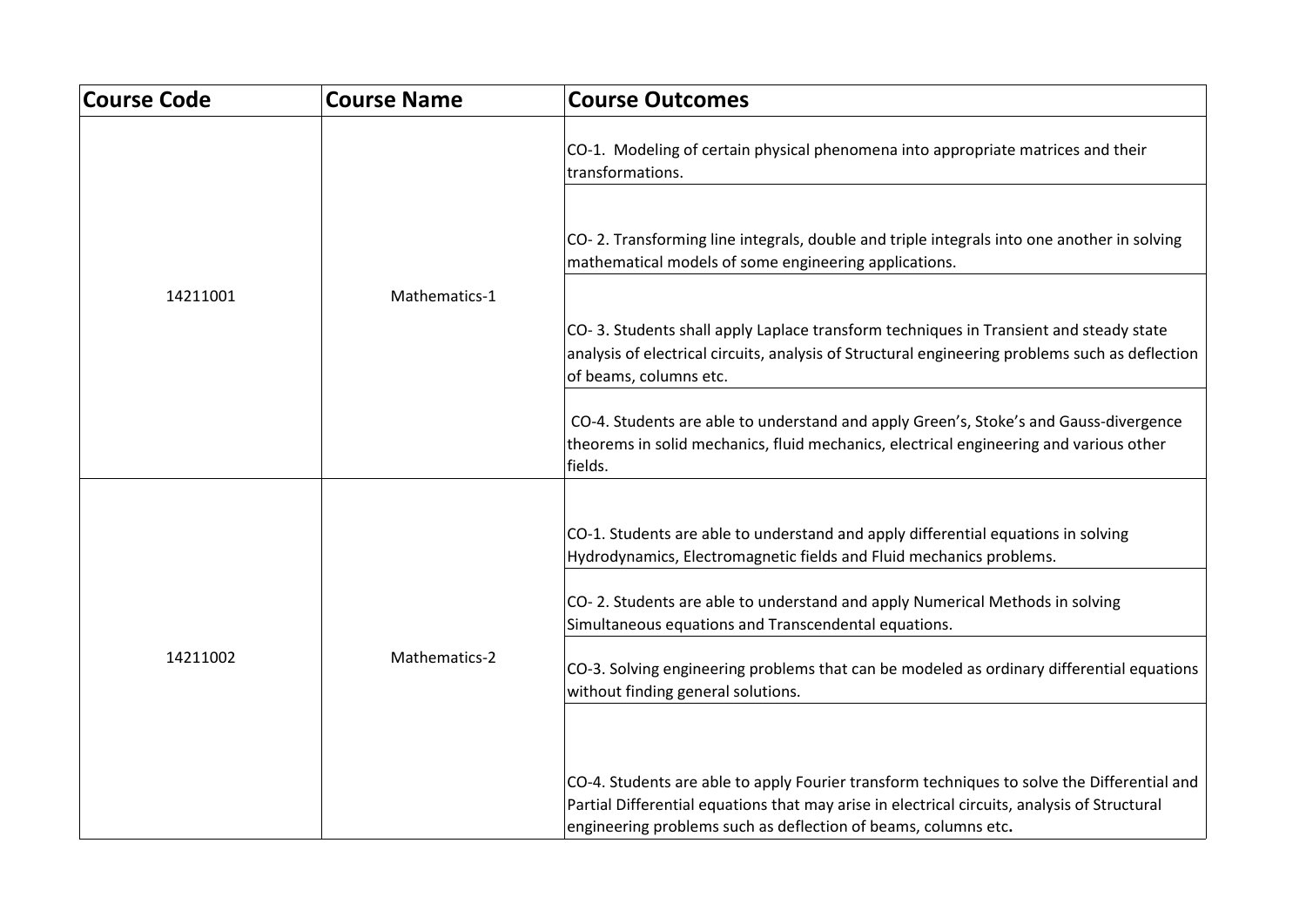| Course Code | Course Name | Course Outcomes |
| --- | --- | --- |
| 14211001 | Mathematics-1 | CO-1. Modeling of certain physical phenomena into appropriate matrices and their transformations. |
| | | CO- 2. Transforming line integrals, double and triple integrals into one another in solving mathematical models of some engineering applications. |
| | | CO- 3. Students shall apply Laplace transform techniques in Transient and steady state analysis of electrical circuits, analysis of Structural engineering problems such as deflection of beams, columns etc. |
| | | CO-4. Students are able to understand and apply Green's, Stoke's and Gauss-divergence theorems in solid mechanics, fluid mechanics, electrical engineering and various other fields. |
| 14211002 | Mathematics-2 | CO-1. Students are able to understand and apply differential equations in solving Hydrodynamics, Electromagnetic fields and Fluid mechanics problems. |
| | | CO- 2. Students are able to understand and apply Numerical Methods in solving Simultaneous equations and Transcendental equations. |
| | | CO-3. Solving engineering problems that can be modeled as ordinary differential equations without finding general solutions. |
| | | CO-4. Students are able to apply Fourier transform techniques to solve the Differential and Partial Differential equations that may arise in electrical circuits, analysis of Structural engineering problems such as deflection of beams, columns etc. |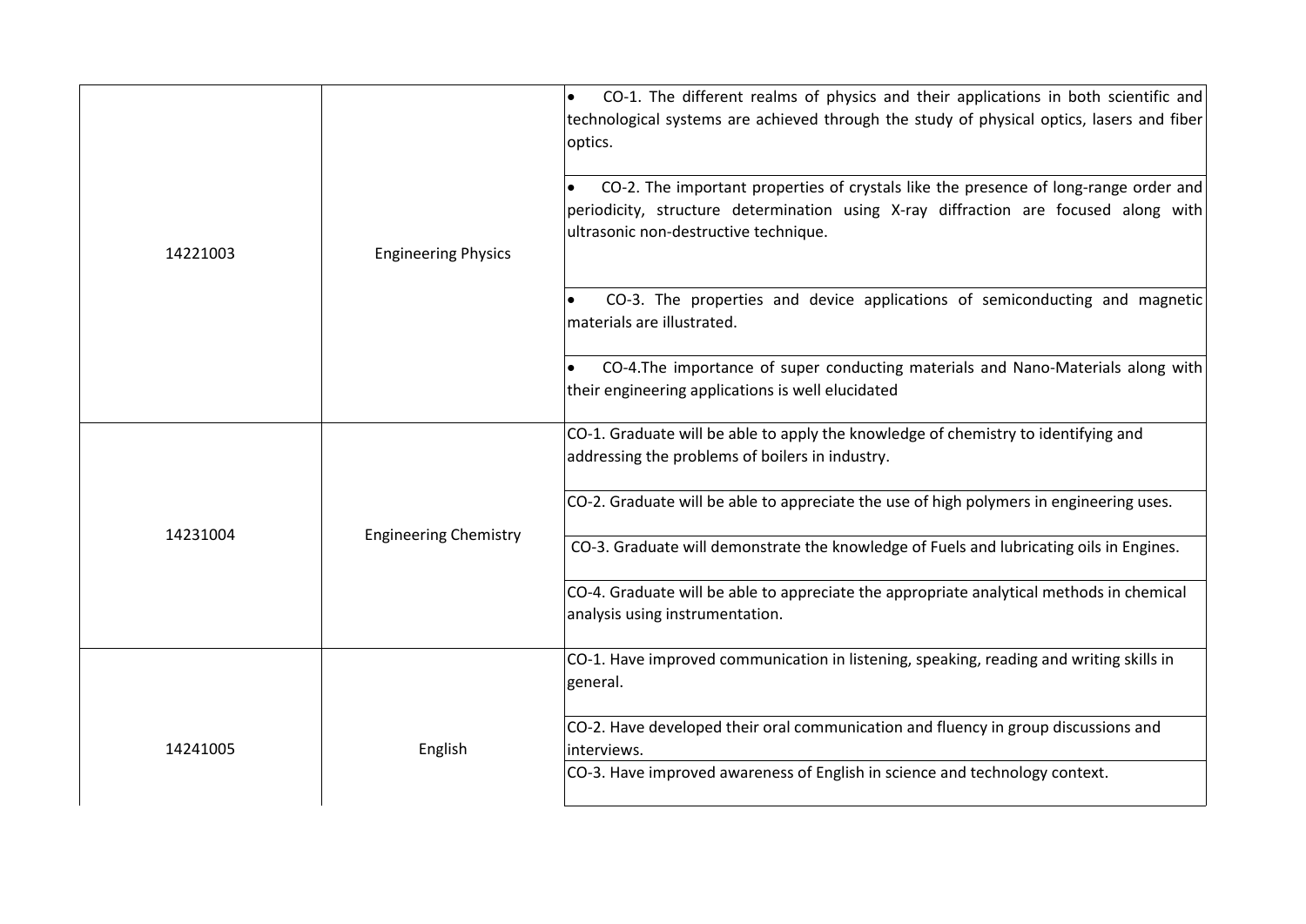| | | |
|---|---|---|
| 14221003 | Engineering Physics | • CO-1. The different realms of physics and their applications in both scientific and technological systems are achieved through the study of physical optics, lasers and fiber optics. |
| | | • CO-2. The important properties of crystals like the presence of long-range order and periodicity, structure determination using X-ray diffraction are focused along with ultrasonic non-destructive technique. |
| | | • CO-3. The properties and device applications of semiconducting and magnetic materials are illustrated. |
| | | • CO-4.The importance of super conducting materials and Nano-Materials along with their engineering applications is well elucidated |
| 14231004 | Engineering Chemistry | CO-1. Graduate will be able to apply the knowledge of chemistry to identifying and addressing the problems of boilers in industry. |
| | | CO-2. Graduate will be able to appreciate the use of high polymers in engineering uses. |
| | | CO-3. Graduate will demonstrate the knowledge of Fuels and lubricating oils in Engines. |
| | | CO-4. Graduate will be able to appreciate the appropriate analytical methods in chemical analysis using instrumentation. |
| 14241005 | English | CO-1. Have improved communication in listening, speaking, reading and writing skills in general. |
| | | CO-2. Have developed their oral communication and fluency in group discussions and interviews. |
| | | CO-3. Have improved awareness of English in science and technology context. |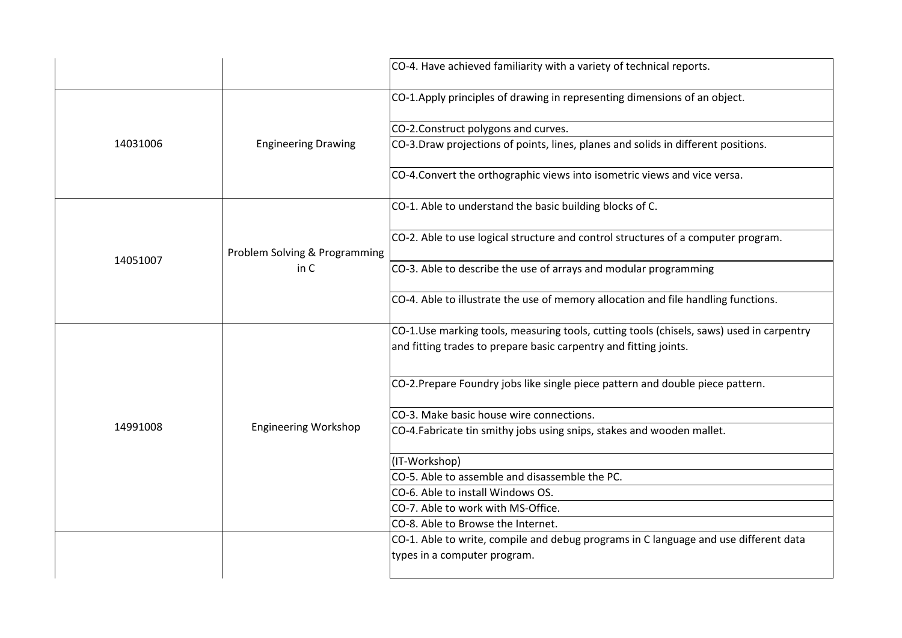| | | |
|---|---|---|
| | | CO-4. Have achieved familiarity with a variety of technical reports. |
| 14031006 | Engineering Drawing | CO-1.Apply principles of drawing in representing dimensions of an object. |
| | | CO-2.Construct polygons and curves. |
| | | CO-3.Draw projections of points, lines, planes and solids in different positions. |
| | | CO-4.Convert the orthographic views into isometric views and vice versa. |
| 14051007 | Problem Solving & Programming in C | CO-1. Able to understand the basic building blocks of C. |
| | | CO-2. Able to use logical structure and control structures of a computer program. |
| | | CO-3. Able to describe the use of arrays and modular programming |
| | | CO-4. Able to illustrate the use of memory allocation and file handling functions. |
| 14991008 | Engineering Workshop | CO-1.Use marking tools, measuring tools, cutting tools (chisels, saws) used in carpentry and fitting trades to prepare basic carpentry and fitting joints. |
| | | CO-2.Prepare Foundry jobs like single piece pattern and double piece pattern. |
| | | CO-3. Make basic house wire connections. |
| | | CO-4.Fabricate tin smithy jobs using snips, stakes and wooden mallet. |
| | | (IT-Workshop) |
| | | CO-5. Able to assemble and disassemble the PC. |
| | | CO-6. Able to install Windows OS. |
| | | CO-7. Able to work with MS-Office. |
| | | CO-8. Able to Browse the Internet. |
| | | CO-1. Able to write, compile and debug programs in C language and use different data types in a computer program. |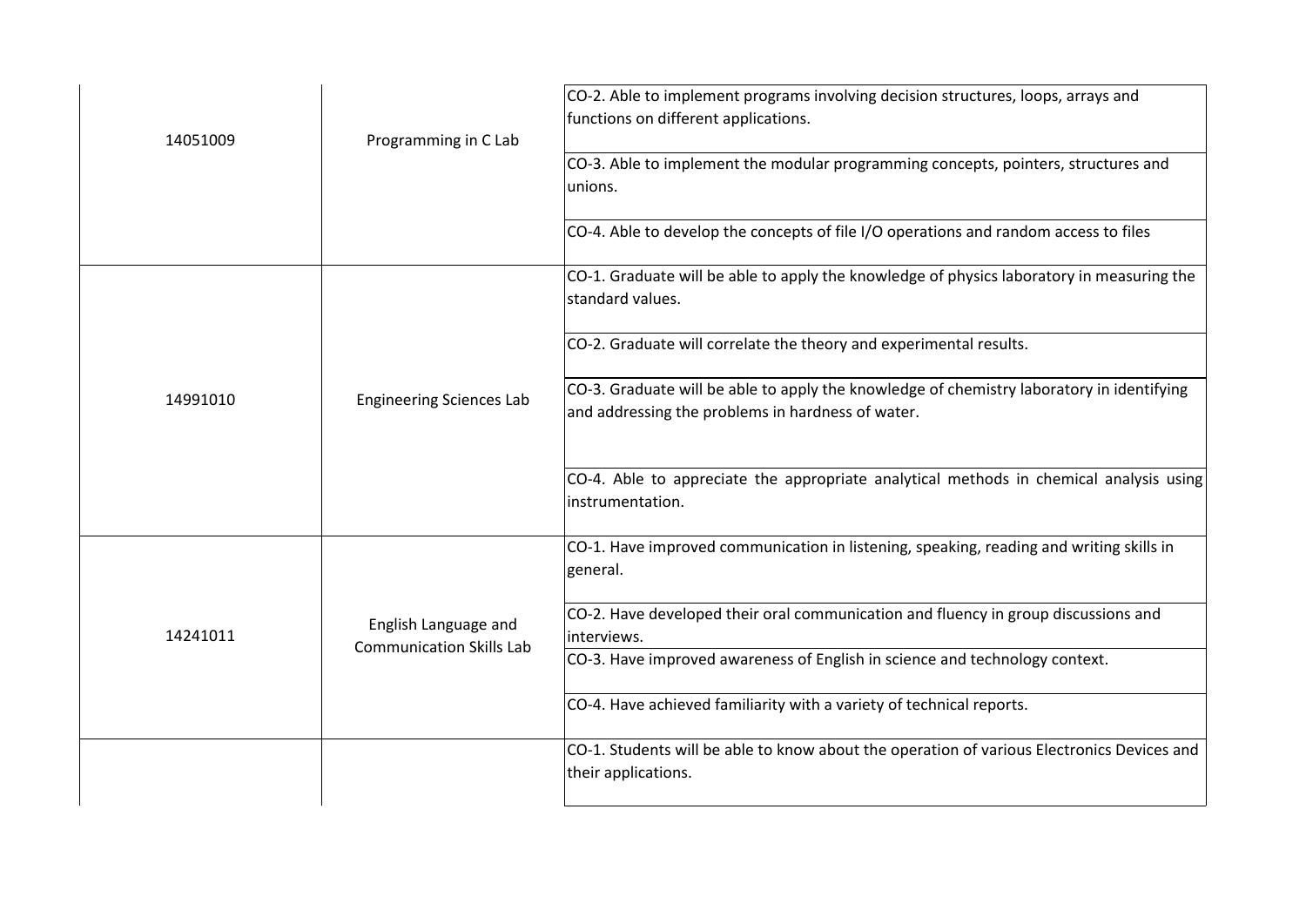| | | |
|---|---|---|
| 14051009 | Programming in C Lab | CO-2. Able to implement programs involving decision structures, loops, arrays and functions on different applications. |
| | | CO-3. Able to implement the modular programming concepts, pointers, structures and unions. |
| | | CO-4. Able to develop the concepts of file I/O operations and random access to files |
| 14991010 | Engineering Sciences Lab | CO-1. Graduate will be able to apply the knowledge of physics laboratory in measuring the standard values. |
| | | CO-2. Graduate will correlate the theory and experimental results. |
| | | CO-3. Graduate will be able to apply the knowledge of chemistry laboratory in identifying and addressing the problems in hardness of water. |
| | | CO-4. Able to appreciate the appropriate analytical methods in chemical analysis using instrumentation. |
| 14241011 | English Language and Communication Skills Lab | CO-1. Have improved communication in listening, speaking, reading and writing skills in general. |
| | | CO-2. Have developed their oral communication and fluency in group discussions and interviews. |
| | | CO-3. Have improved awareness of English in science and technology context. |
| | | CO-4. Have achieved familiarity with a variety of technical reports. |
| | | CO-1. Students will be able to know about the operation of various Electronics Devices and their applications. |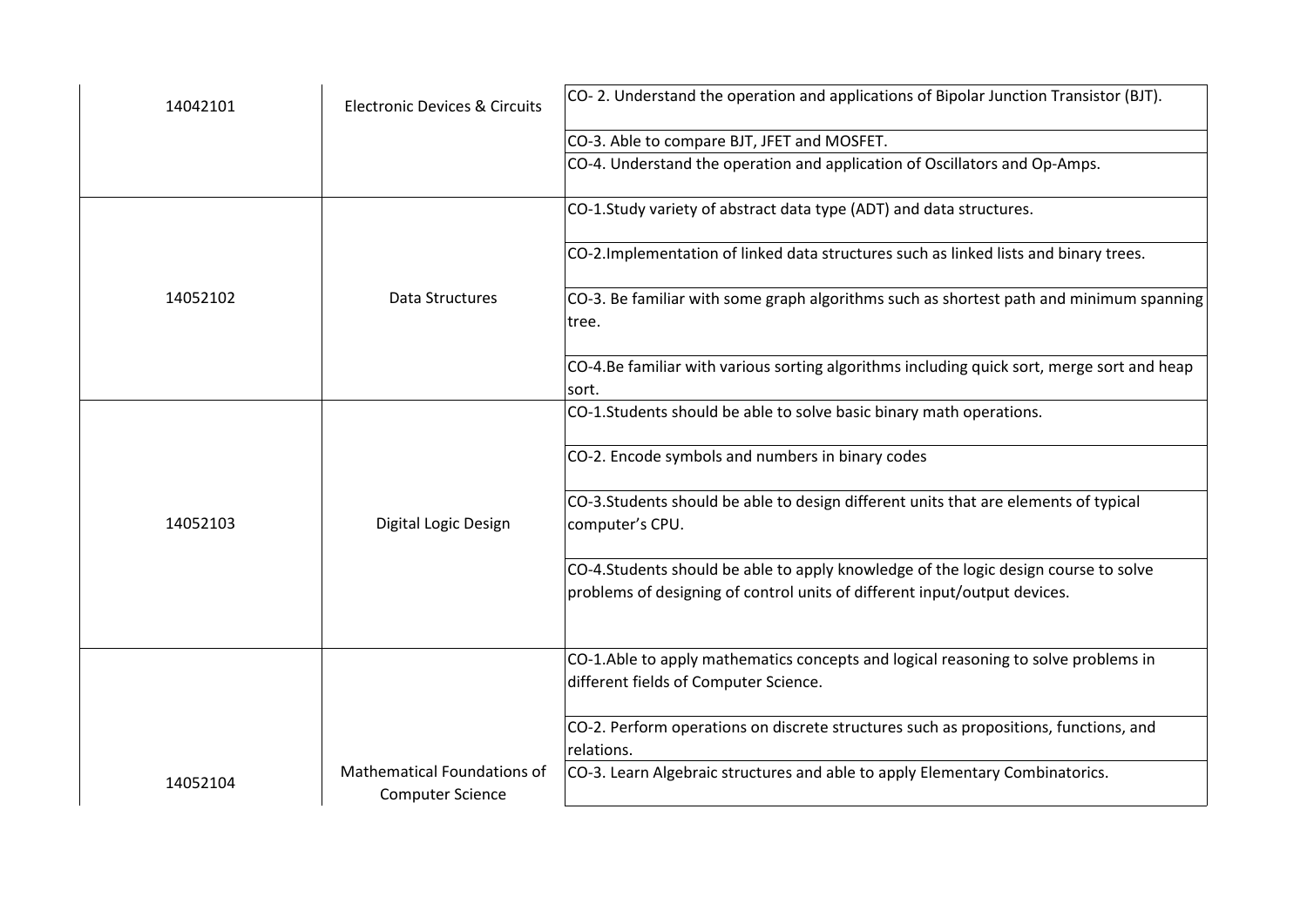| | | |
|---|---|---|
| 14042101 | Electronic Devices & Circuits | CO- 2. Understand the operation and applications of Bipolar Junction Transistor (BJT). |
| | | CO-3. Able to compare BJT, JFET and MOSFET. |
| | | CO-4. Understand the operation and application of Oscillators and Op-Amps. |
| 14052102 | Data Structures | CO-1.Study variety of abstract data type (ADT) and data structures. |
| | | CO-2.Implementation of linked data structures such as linked lists and binary trees. |
| | | CO-3. Be familiar with some graph algorithms such as shortest path and minimum spanning tree. |
| | | CO-4.Be familiar with various sorting algorithms including quick sort, merge sort and heap sort. |
| 14052103 | Digital Logic Design | CO-1.Students should be able to solve basic binary math operations. |
| | | CO-2. Encode symbols and numbers in binary codes |
| | | CO-3.Students should be able to design different units that are elements of typical computer's CPU. |
| | | CO-4.Students should be able to apply knowledge of the logic design course to solve problems of designing of control units of different input/output devices. |
| 14052104 | Mathematical Foundations of Computer Science | CO-1.Able to apply mathematics concepts and logical reasoning to solve problems in different fields of Computer Science. |
| | | CO-2. Perform operations on discrete structures such as propositions, functions, and relations. |
| | | CO-3. Learn Algebraic structures and able to apply Elementary Combinatorics. |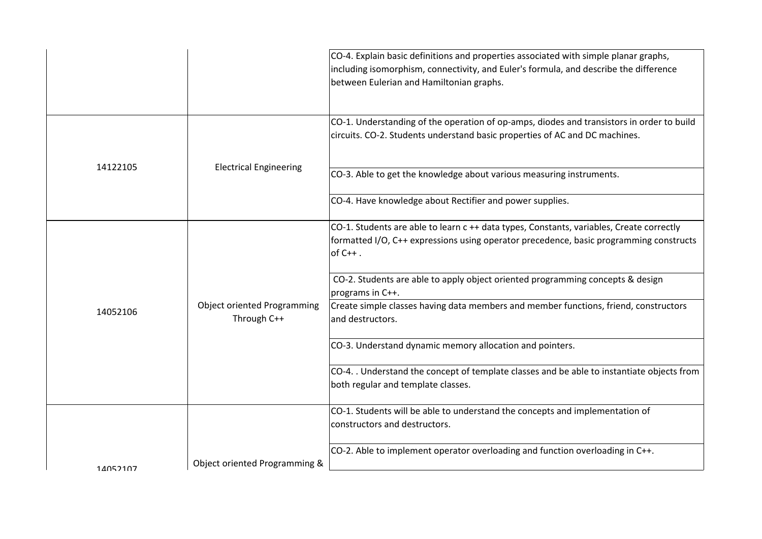| | | |
|---|---|---|
| | | CO-4. Explain basic definitions and properties associated with simple planar graphs, including isomorphism, connectivity, and Euler's formula, and describe the difference between Eulerian and Hamiltonian graphs. |
| 14122105 | Electrical Engineering | CO-1. Understanding of the operation of op-amps, diodes and transistors in order to build circuits. CO-2. Students understand basic properties of AC and DC machines. |
| | | CO-3. Able to get the knowledge about various measuring instruments. |
| | | CO-4. Have knowledge about Rectifier and power supplies. |
| 14052106 | Object oriented Programming Through C++ | CO-1. Students are able to learn c ++ data types, Constants, variables, Create correctly formatted I/O, C++ expressions using operator precedence, basic programming constructs of C++ . |
| | | CO-2. Students are able to apply object oriented programming concepts & design programs in C++. |
| | | Create simple classes having data members and member functions, friend, constructors and destructors. |
| | | CO-3. Understand dynamic memory allocation and pointers. |
| | | CO-4. . Understand the concept of template classes and be able to instantiate objects from both regular and template classes. |
| 14052107 | Object oriented Programming & | CO-1. Students will be able to understand the concepts and implementation of constructors and destructors. |
| | | CO-2. Able to implement operator overloading and function overloading in C++. |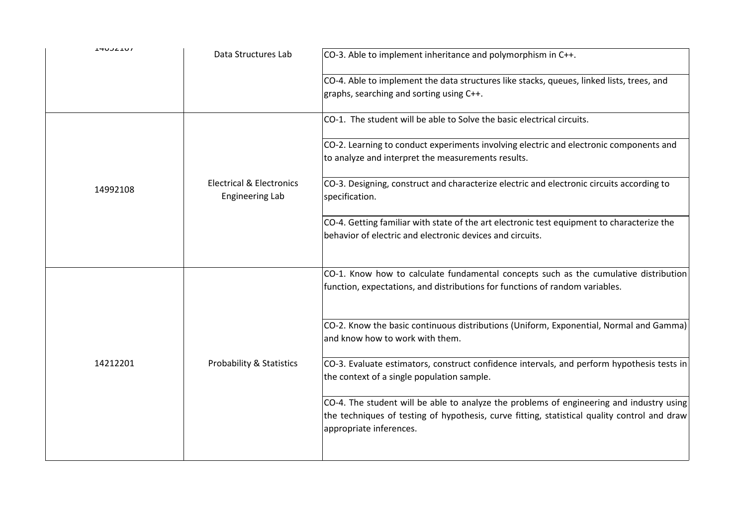| | | |
|---|---|---|
| 14052107 | Data Structures Lab | CO-3. Able to implement inheritance and polymorphism in C++. |
| | | CO-4. Able to implement the data structures like stacks, queues, linked lists, trees, and graphs, searching and sorting using C++. |
| 14992108 | Electrical & Electronics Engineering Lab | CO-1. The student will be able to Solve the basic electrical circuits. |
| | | CO-2. Learning to conduct experiments involving electric and electronic components and to analyze and interpret the measurements results. |
| | | CO-3. Designing, construct and characterize electric and electronic circuits according to specification. |
| | | CO-4. Getting familiar with state of the art electronic test equipment to characterize the behavior of electric and electronic devices and circuits. |
| 14212201 | Probability & Statistics | CO-1. Know how to calculate fundamental concepts such as the cumulative distribution function, expectations, and distributions for functions of random variables. |
| | | CO-2. Know the basic continuous distributions (Uniform, Exponential, Normal and Gamma) and know how to work with them. |
| | | CO-3. Evaluate estimators, construct confidence intervals, and perform hypothesis tests in the context of a single population sample. |
| | | CO-4. The student will be able to analyze the problems of engineering and industry using the techniques of testing of hypothesis, curve fitting, statistical quality control and draw appropriate inferences. |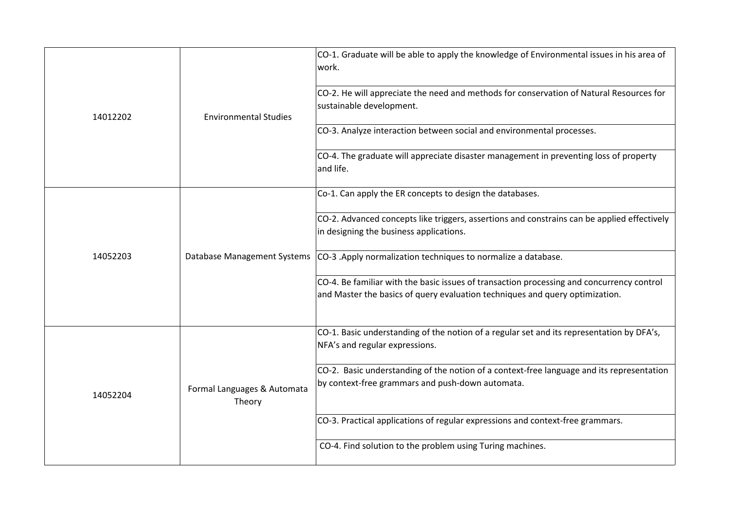| | | |
|---|---|---|
| 14012202 | Environmental Studies | CO-1. Graduate will be able to apply the knowledge of Environmental issues in his area of work. |
| | | CO-2. He will appreciate the need and methods for conservation of Natural Resources for sustainable development. |
| | | CO-3. Analyze interaction between social and environmental processes. |
| | | CO-4. The graduate will appreciate disaster management in preventing loss of property and life. |
| 14052203 | Database Management Systems | Co-1. Can apply the ER concepts to design the databases. |
| | | CO-2. Advanced concepts like triggers, assertions and constrains can be applied effectively in designing the business applications. |
| | | CO-3 .Apply normalization techniques to normalize a database. |
| | | CO-4. Be familiar with the basic issues of transaction processing and concurrency control and Master the basics of query evaluation techniques and query optimization. |
| 14052204 | Formal Languages & Automata Theory | CO-1. Basic understanding of the notion of a regular set and its representation by DFA's, NFA's and regular expressions. |
| | | CO-2. Basic understanding of the notion of a context-free language and its representation by context-free grammars and push-down automata. |
| | | CO-3. Practical applications of regular expressions and context-free grammars. |
| | | CO-4. Find solution to the problem using Turing machines. |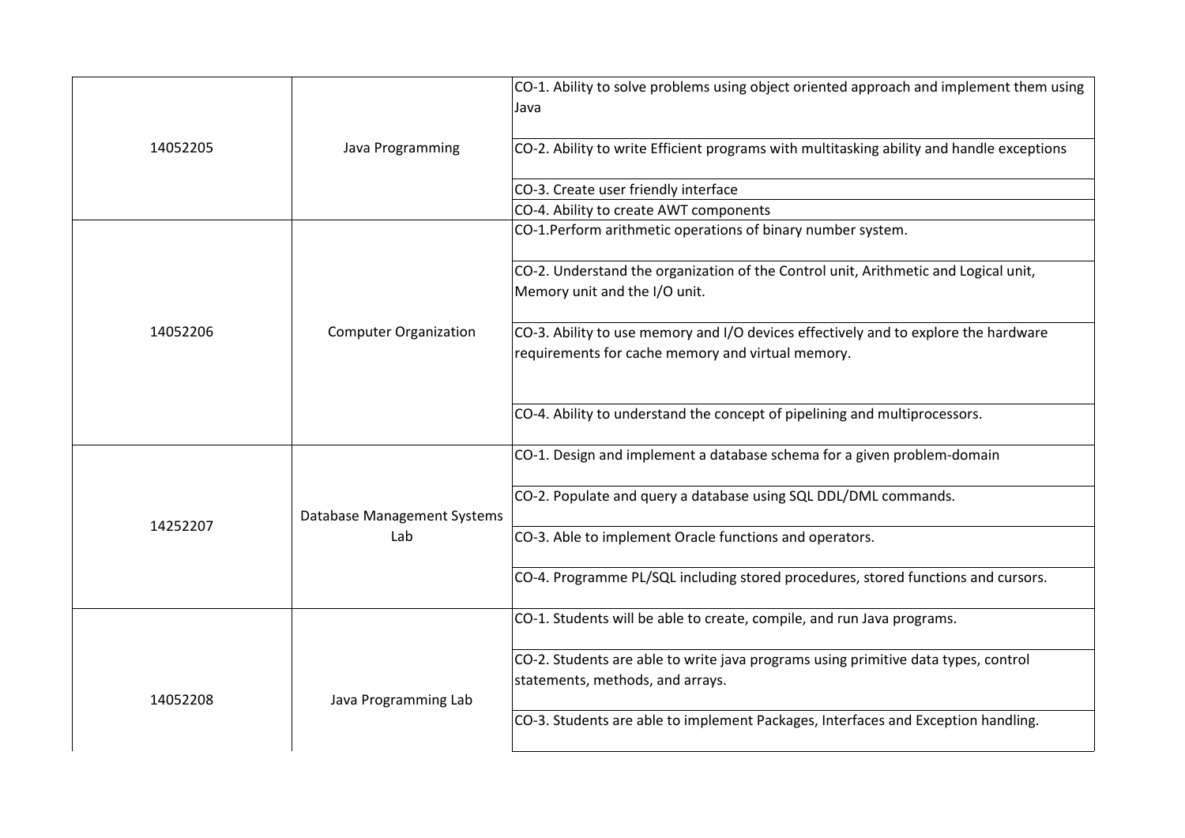| | | |
|---|---|---|
| 14052205 | Java Programming | CO-1. Ability to solve problems using object oriented approach and implement them using Java |
| | | CO-2. Ability to write Efficient programs with multitasking ability and handle exceptions |
| | | CO-3. Create user friendly interface |
| | | CO-4. Ability to create AWT components |
| 14052206 | Computer Organization | CO-1.Perform arithmetic operations of binary number system. |
| | | CO-2. Understand the organization of the Control unit, Arithmetic and Logical unit, Memory unit and the I/O unit. |
| | | CO-3. Ability to use memory and I/O devices effectively and to explore the hardware requirements for cache memory and virtual memory. |
| | | CO-4. Ability to understand the concept of pipelining and multiprocessors. |
| 14252207 | Database Management Systems Lab | CO-1. Design and implement a database schema for a given problem-domain |
| | | CO-2. Populate and query a database using SQL DDL/DML commands. |
| | | CO-3. Able to implement Oracle functions and operators. |
| | | CO-4. Programme PL/SQL including stored procedures, stored functions and cursors. |
| 14052208 | Java Programming Lab | CO-1. Students will be able to create, compile, and run Java programs. |
| | | CO-2. Students are able to write java programs using primitive data types, control statements, methods, and arrays. |
| | | CO-3. Students are able to implement Packages, Interfaces and Exception handling. |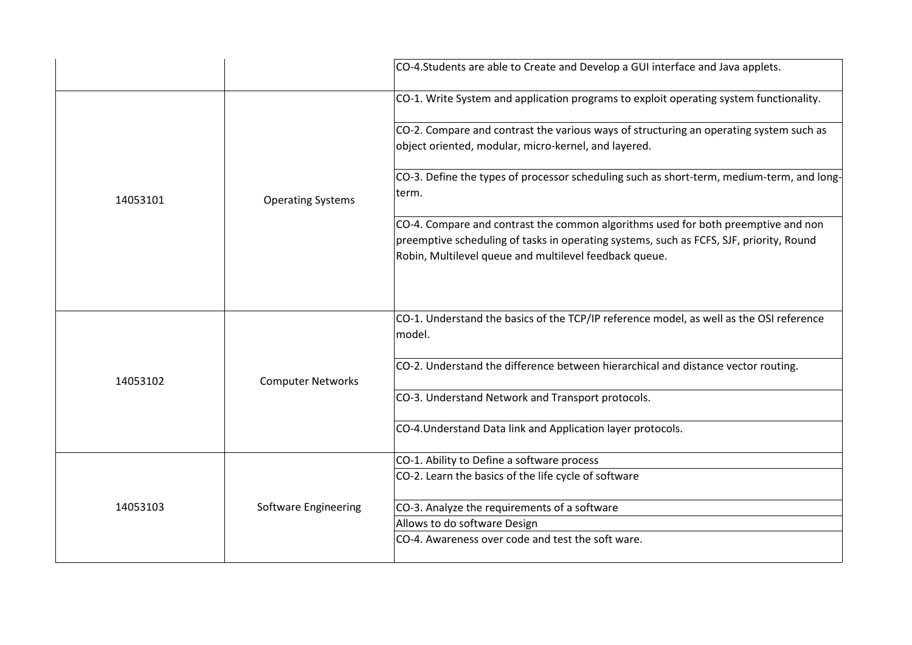| | | |
|---|---|---|
| | | CO-4.Students are able to Create and Develop a GUI interface and Java applets. |
| 14053101 | Operating Systems | CO-1. Write System and application programs to exploit operating system functionality. |
| | | CO-2. Compare and contrast the various ways of structuring an operating system such as object oriented, modular, micro-kernel, and layered. |
| | | CO-3. Define the types of processor scheduling such as short-term, medium-term, and long-term. |
| | | CO-4. Compare and contrast the common algorithms used for both preemptive and non preemptive scheduling of tasks in operating systems, such as FCFS, SJF, priority, Round Robin, Multilevel queue and multilevel feedback queue. |
| 14053102 | Computer Networks | CO-1. Understand the basics of the TCP/IP reference model, as well as the OSI reference model. |
| | | CO-2. Understand the difference between hierarchical and distance vector routing. |
| | | CO-3. Understand Network and Transport protocols. |
| | | CO-4.Understand Data link and Application layer protocols. |
| 14053103 | Software Engineering | CO-1. Ability to Define a software process |
| | | CO-2. Learn the basics of the life cycle of software |
| | | CO-3. Analyze the requirements of a software |
| | | Allows to do software Design |
| | | CO-4. Awareness over code and test the soft ware. |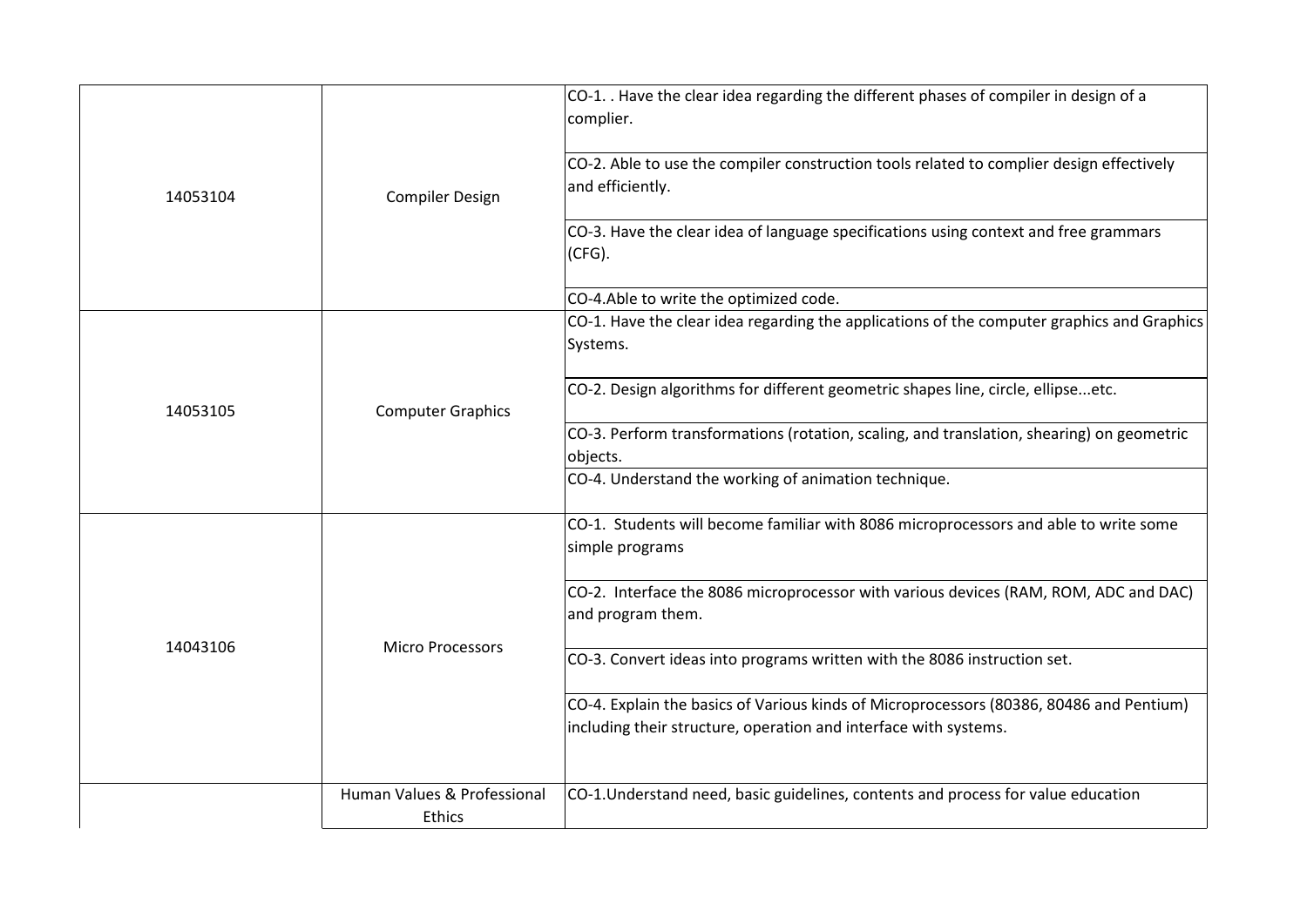| | | |
|---|---|---|
| 14053104 | Compiler Design | CO-1. . Have the clear idea regarding the different phases of compiler in design of a complier. |
| | | CO-2. Able to use the compiler construction tools related to complier design effectively and efficiently. |
| | | CO-3. Have the clear idea of language specifications using context and free grammars (CFG). |
| | | CO-4.Able to write the optimized code. |
| 14053105 | Computer Graphics | CO-1. Have the clear idea regarding the applications of the computer graphics and Graphics Systems. |
| | | CO-2. Design algorithms for different geometric shapes line, circle, ellipse...etc. |
| | | CO-3. Perform transformations (rotation, scaling, and translation, shearing) on geometric objects. |
| | | CO-4. Understand the working of animation technique. |
| 14043106 | Micro Processors | CO-1. Students will become familiar with 8086 microprocessors and able to write some simple programs |
| | | CO-2. Interface the 8086 microprocessor with various devices (RAM, ROM, ADC and DAC) and program them. |
| | | CO-3. Convert ideas into programs written with the 8086 instruction set. |
| | | CO-4. Explain the basics of Various kinds of Microprocessors (80386, 80486 and Pentium) including their structure, operation and interface with systems. |
| | Human Values & Professional Ethics | CO-1.Understand need, basic guidelines, contents and process for value education |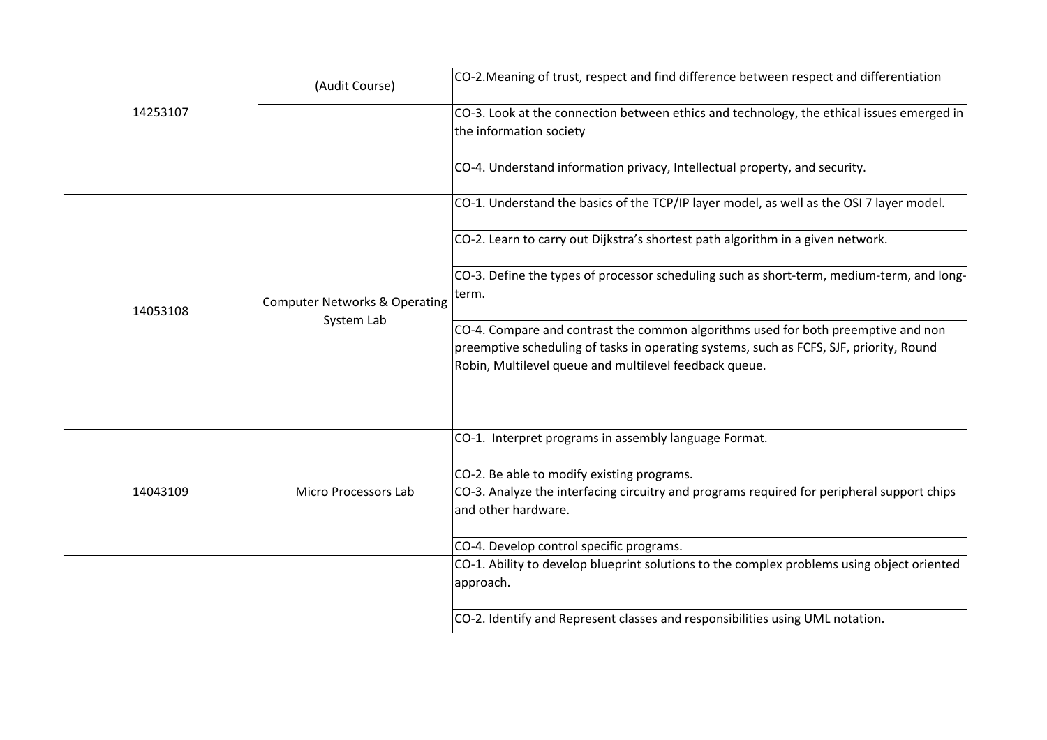| | | |
|---|---|---|
| 14253107 | (Audit Course) | CO-2.Meaning of trust, respect and find difference between respect and differentiation |
| | | CO-3. Look at the connection between ethics and technology, the ethical issues emerged in the information society |
| | | CO-4. Understand information privacy, Intellectual property, and security. |
| 14053108 | Computer Networks & Operating System Lab | CO-1. Understand the basics of the TCP/IP layer model, as well as the OSI 7 layer model. |
| | | CO-2. Learn to carry out Dijkstra's shortest path algorithm in a given network. |
| | | CO-3. Define the types of processor scheduling such as short-term, medium-term, and long-term. |
| | | CO-4. Compare and contrast the common algorithms used for both preemptive and non preemptive scheduling of tasks in operating systems, such as FCFS, SJF, priority, Round Robin, Multilevel queue and multilevel feedback queue. |
| 14043109 | Micro Processors Lab | CO-1. Interpret programs in assembly language Format. |
| | | CO-2. Be able to modify existing programs. |
| | | CO-3. Analyze the interfacing circuitry and programs required for peripheral support chips and other hardware. |
| | | CO-4. Develop control specific programs. |
| | | CO-1. Ability to develop blueprint solutions to the complex problems using object oriented approach. |
| | | CO-2. Identify and Represent classes and responsibilities using UML notation. |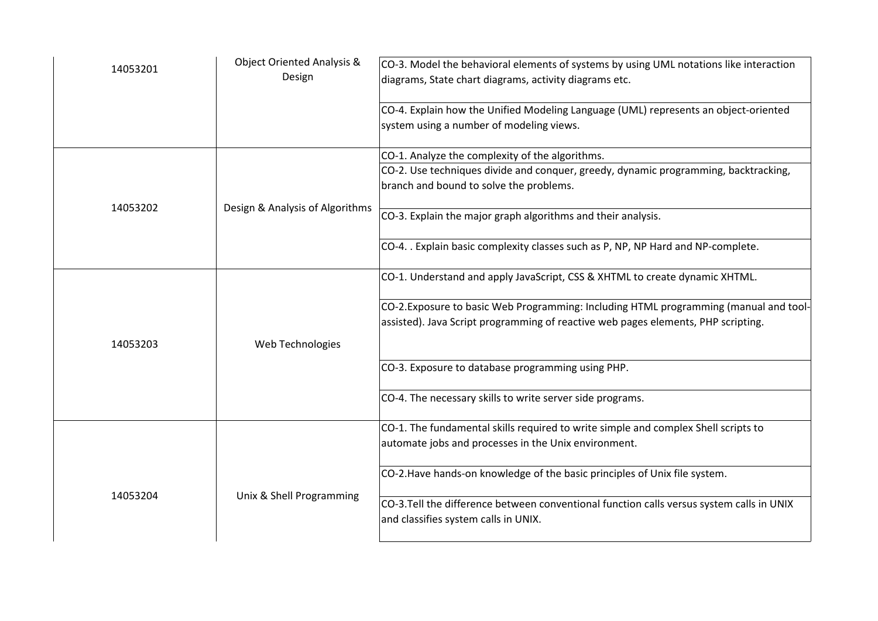| | | |
|---|---|---|
| 14053201 | Object Oriented Analysis & Design | CO-3. Model the behavioral elements of systems by using UML notations like interaction diagrams, State chart diagrams, activity diagrams etc. |
| | | CO-4. Explain how the Unified Modeling Language (UML) represents an object-oriented system using a number of modeling views. |
| 14053202 | Design & Analysis of Algorithms | CO-1. Analyze the complexity of the algorithms. |
| | | CO-2. Use techniques divide and conquer, greedy, dynamic programming, backtracking, branch and bound to solve the problems. |
| | | CO-3. Explain the major graph algorithms and their analysis. |
| | | CO-4. . Explain basic complexity classes such as P, NP, NP Hard and NP-complete. |
| 14053203 | Web Technologies | CO-1. Understand and apply JavaScript, CSS & XHTML to create dynamic XHTML. |
| | | CO-2.Exposure to basic Web Programming: Including HTML programming (manual and tool-assisted). Java Script programming of reactive web pages elements, PHP scripting. |
| | | CO-3. Exposure to database programming using PHP. |
| | | CO-4. The necessary skills to write server side programs. |
| 14053204 | Unix & Shell Programming | CO-1. The fundamental skills required to write simple and complex Shell scripts to automate jobs and processes in the Unix environment. |
| | | CO-2.Have hands-on knowledge of the basic principles of Unix file system. |
| | | CO-3.Tell the difference between conventional function calls versus system calls in UNIX and classifies system calls in UNIX. |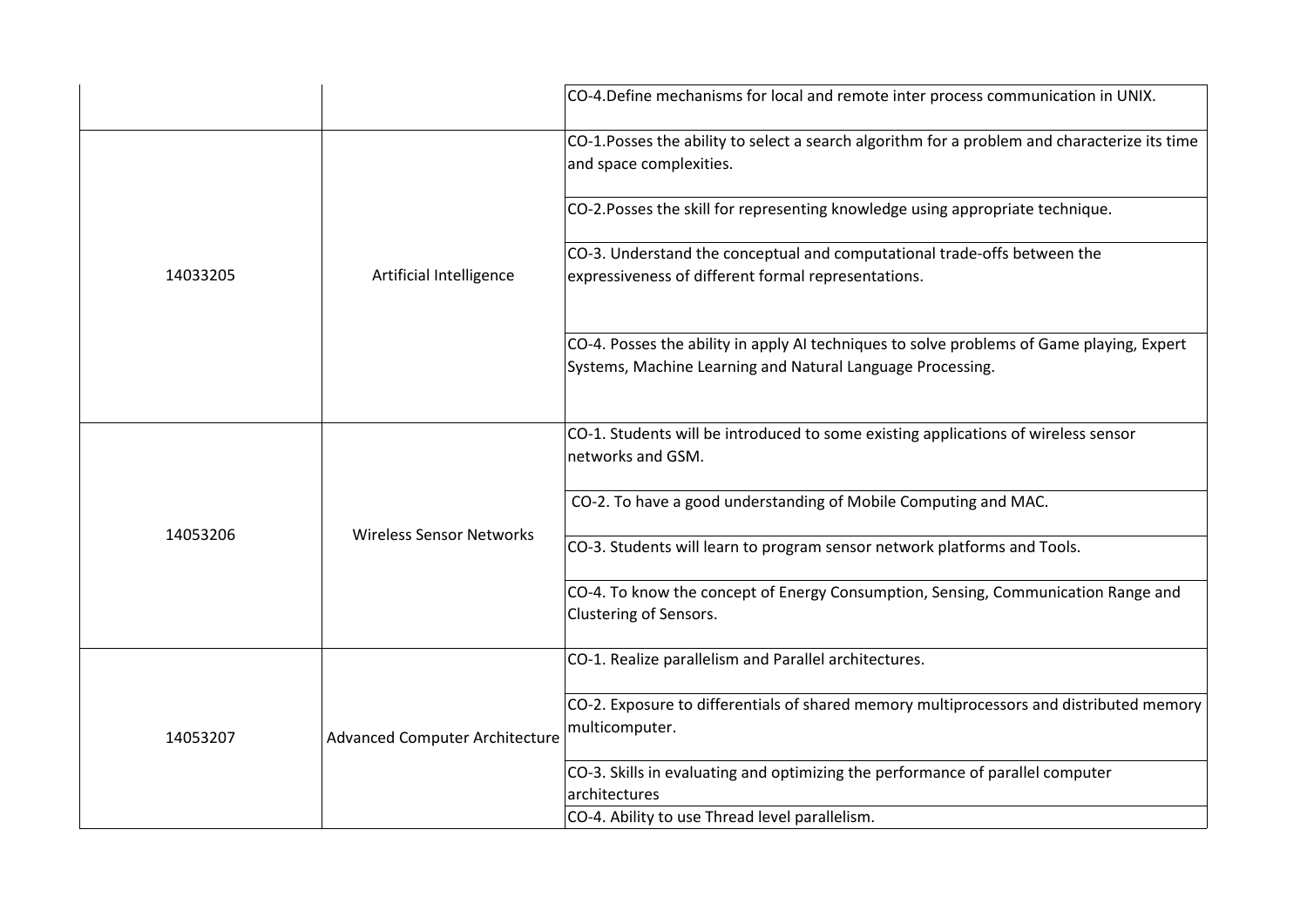| | | |
|---|---|---|
| | | CO-4.Define mechanisms for local and remote inter process communication in UNIX. |
| 14033205 | Artificial Intelligence | CO-1.Posses the ability to select a search algorithm for a problem and characterize its time and space complexities. |
| | | CO-2.Posses the skill for representing knowledge using appropriate technique. |
| | | CO-3. Understand the conceptual and computational trade-offs between the expressiveness of different formal representations. |
| | | CO-4. Posses the ability in apply AI techniques to solve problems of Game playing, Expert Systems, Machine Learning and Natural Language Processing. |
| 14053206 | Wireless Sensor Networks | CO-1. Students will be introduced to some existing applications of wireless sensor networks and GSM. |
| | | CO-2. To have a good understanding of Mobile Computing and MAC. |
| | | CO-3. Students will learn to program sensor network platforms and Tools. |
| | | CO-4. To know the concept of Energy Consumption, Sensing, Communication Range and Clustering of Sensors. |
| 14053207 | Advanced Computer Architecture | CO-1. Realize parallelism and Parallel architectures. |
| | | CO-2. Exposure to differentials of shared memory multiprocessors and distributed memory multicomputer. |
| | | CO-3. Skills in evaluating and optimizing the performance of parallel computer architectures |
| | | CO-4. Ability to use Thread level parallelism. |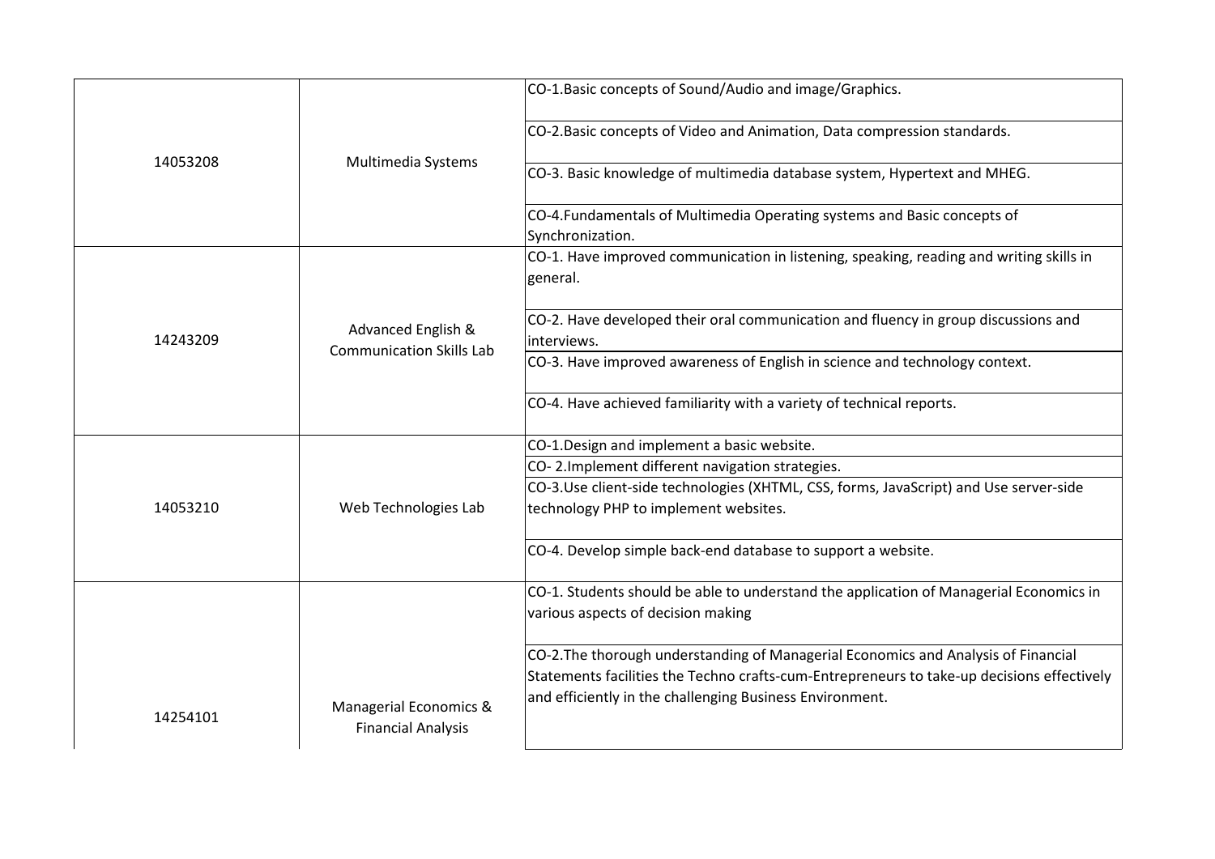| | | |
|---|---|---|
| 14053208 | Multimedia Systems | CO-1.Basic concepts of Sound/Audio and image/Graphics. |
| | | CO-2.Basic concepts of Video and Animation, Data compression standards. |
| | | CO-3. Basic knowledge of multimedia database system, Hypertext and MHEG. |
| | | CO-4.Fundamentals of Multimedia Operating systems and Basic concepts of Synchronization. |
| 14243209 | Advanced English & Communication Skills Lab | CO-1. Have improved communication in listening, speaking, reading and writing skills in general. |
| | | CO-2. Have developed their oral communication and fluency in group discussions and interviews. |
| | | CO-3. Have improved awareness of English in science and technology context. |
| | | CO-4. Have achieved familiarity with a variety of technical reports. |
| 14053210 | Web Technologies Lab | CO-1.Design and implement a basic website. |
| | | CO- 2.Implement different navigation strategies. |
| | | CO-3.Use client-side technologies (XHTML, CSS, forms, JavaScript) and Use server-side technology PHP to implement websites. |
| | | CO-4. Develop simple back-end database to support a website. |
| 14254101 | Managerial Economics & Financial Analysis | CO-1. Students should be able to understand the application of Managerial Economics in various aspects of decision making |
| | | CO-2.The thorough understanding of Managerial Economics and Analysis of Financial Statements facilities the Techno crafts-cum-Entrepreneurs to take-up decisions effectively and efficiently in the challenging Business Environment. |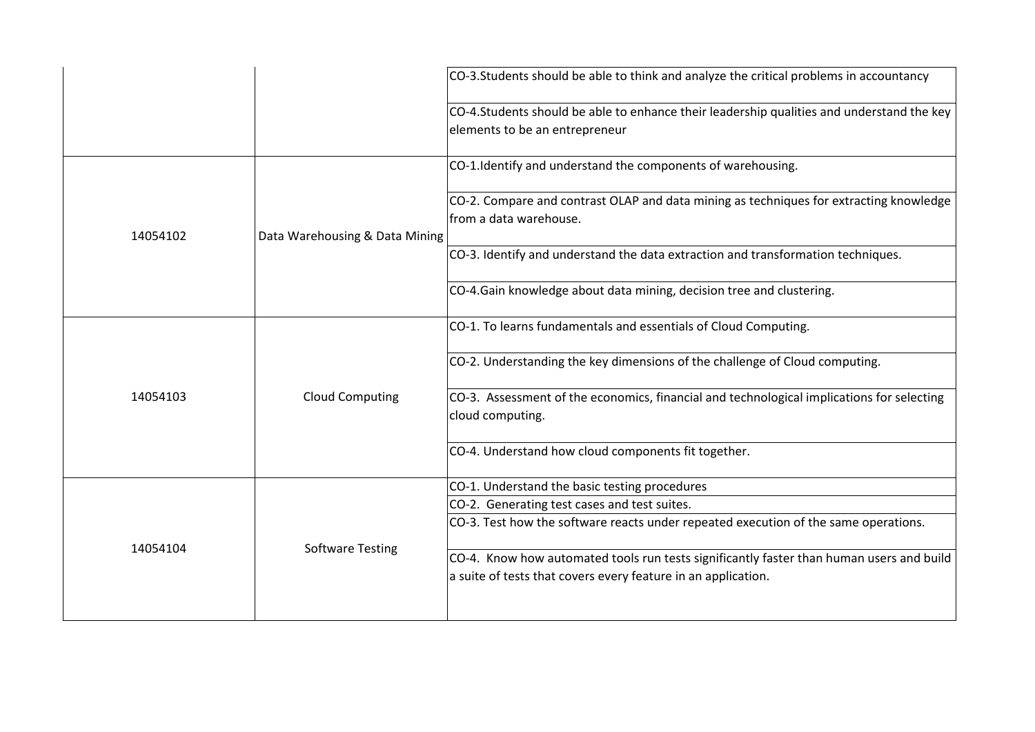| | | |
|---|---|---|
| | | CO-3.Students should be able to think and analyze the critical problems in accountancy |
| | | CO-4.Students should be able to enhance their leadership qualities and understand the key elements to be an entrepreneur |
| 14054102 | Data Warehousing & Data Mining | CO-1.Identify and understand the components of warehousing. |
| | | CO-2. Compare and contrast OLAP and data mining as techniques for extracting knowledge from a data warehouse. |
| | | CO-3. Identify and understand the data extraction and transformation techniques. |
| | | CO-4.Gain knowledge about data mining, decision tree and clustering. |
| 14054103 | Cloud Computing | CO-1. To learns fundamentals and essentials of Cloud Computing. |
| | | CO-2. Understanding the key dimensions of the challenge of Cloud computing. |
| | | CO-3. Assessment of the economics, financial and technological implications for selecting cloud computing. |
| | | CO-4. Understand how cloud components fit together. |
| 14054104 | Software Testing | CO-1. Understand the basic testing procedures |
| | | CO-2. Generating test cases and test suites. |
| | | CO-3. Test how the software reacts under repeated execution of the same operations. |
| | | CO-4. Know how automated tools run tests significantly faster than human users and build a suite of tests that covers every feature in an application. |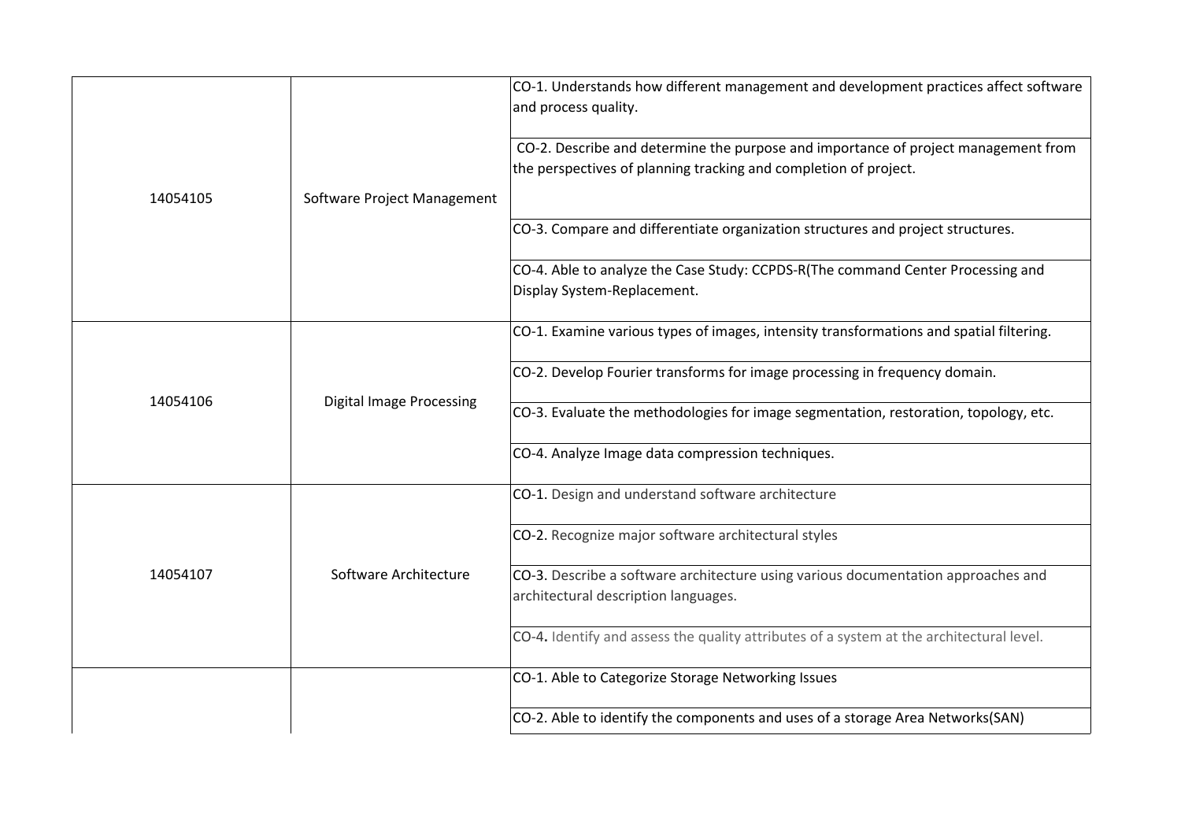| | | |
|---|---|---|
| 14054105 | Software Project Management | CO-1. Understands how different management and development practices affect software and process quality. |
| | | CO-2. Describe and determine the purpose and importance of project management from the perspectives of planning tracking and completion of project. |
| | | CO-3. Compare and differentiate organization structures and project structures. |
| | | CO-4. Able to analyze the Case Study: CCPDS-R(The command Center Processing and Display System-Replacement. |
| 14054106 | Digital Image Processing | CO-1. Examine various types of images, intensity transformations and spatial filtering. |
| | | CO-2. Develop Fourier transforms for image processing in frequency domain. |
| | | CO-3. Evaluate the methodologies for image segmentation, restoration, topology, etc. |
| | | CO-4. Analyze Image data compression techniques. |
| 14054107 | Software Architecture | CO-1. Design and understand software architecture |
| | | CO-2. Recognize major software architectural styles |
| | | CO-3. Describe a software architecture using various documentation approaches and architectural description languages. |
| | | CO-4. Identify and assess the quality attributes of a system at the architectural level. |
| | | CO-1. Able to Categorize Storage Networking Issues |
| | | CO-2. Able to identify the components and uses of a storage Area Networks(SAN) |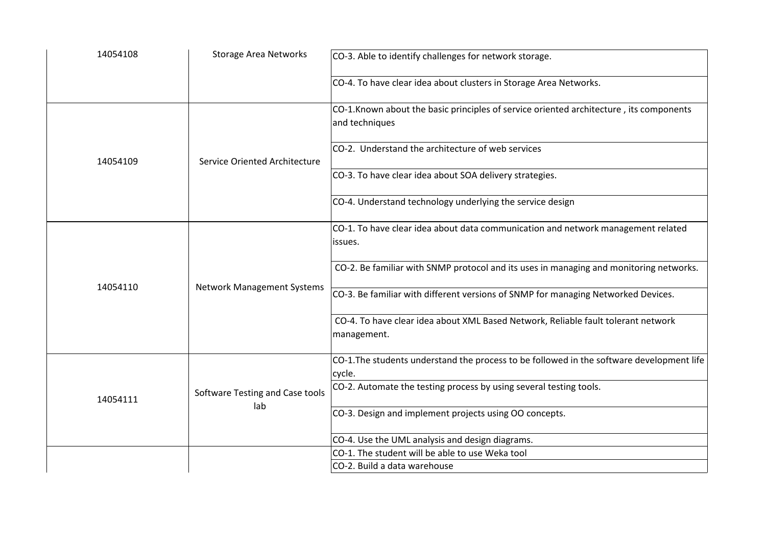| | | |
|---|---|---|
| 14054108 | Storage Area Networks | CO-3. Able to identify challenges for network storage. |
| | | CO-4. To have clear idea about clusters in Storage Area Networks. |
| 14054109 | Service Oriented Architecture | CO-1.Known about the basic principles of service oriented architecture , its components and techniques |
| | | CO-2. Understand the architecture of web services |
| | | CO-3. To have clear idea about SOA delivery strategies. |
| | | CO-4. Understand technology underlying the service design |
| 14054110 | Network Management Systems | CO-1. To have clear idea about data communication and network management related issues. |
| | | CO-2. Be familiar with SNMP protocol and its uses in managing and monitoring networks. |
| | | CO-3. Be familiar with different versions of SNMP for managing Networked Devices. |
| | | CO-4. To have clear idea about XML Based Network, Reliable fault tolerant network management. |
| 14054111 | Software Testing and Case tools lab | CO-1.The students understand the process to be followed in the software development life cycle. |
| | | CO-2. Automate the testing process by using several testing tools. |
| | | CO-3. Design and implement projects using OO concepts. |
| | | CO-4. Use the UML analysis and design diagrams. |
| | | CO-1. The student will be able to use Weka tool |
| | | CO-2. Build a data warehouse |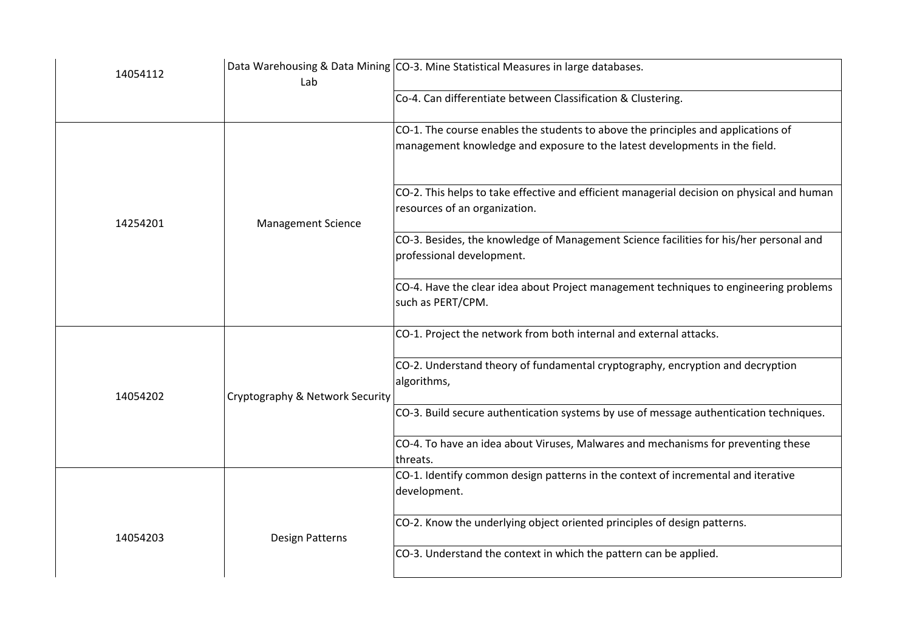| | | |
|---|---|---|
| 14054112 | Data Warehousing & Data Mining Lab | CO-3. Mine Statistical Measures in large databases. |
| | | Co-4. Can differentiate between Classification & Clustering. |
| 14254201 | Management Science | CO-1. The course enables the students to above the principles and applications of management knowledge and exposure to the latest developments in the field. |
| | | CO-2. This helps to take effective and efficient managerial decision on physical and human resources of an organization. |
| | | CO-3. Besides, the knowledge of Management Science facilities for his/her personal and professional development. |
| | | CO-4. Have the clear idea about Project management techniques to engineering problems such as PERT/CPM. |
| 14054202 | Cryptography & Network Security | CO-1. Project the network from both internal and external attacks. |
| | | CO-2. Understand theory of fundamental cryptography, encryption and decryption algorithms, |
| | | CO-3. Build secure authentication systems by use of message authentication techniques. |
| | | CO-4. To have an idea about Viruses, Malwares and mechanisms for preventing these threats. |
| 14054203 | Design Patterns | CO-1. Identify common design patterns in the context of incremental and iterative development. |
| | | CO-2. Know the underlying object oriented principles of design patterns. |
| | | CO-3. Understand the context in which the pattern can be applied. |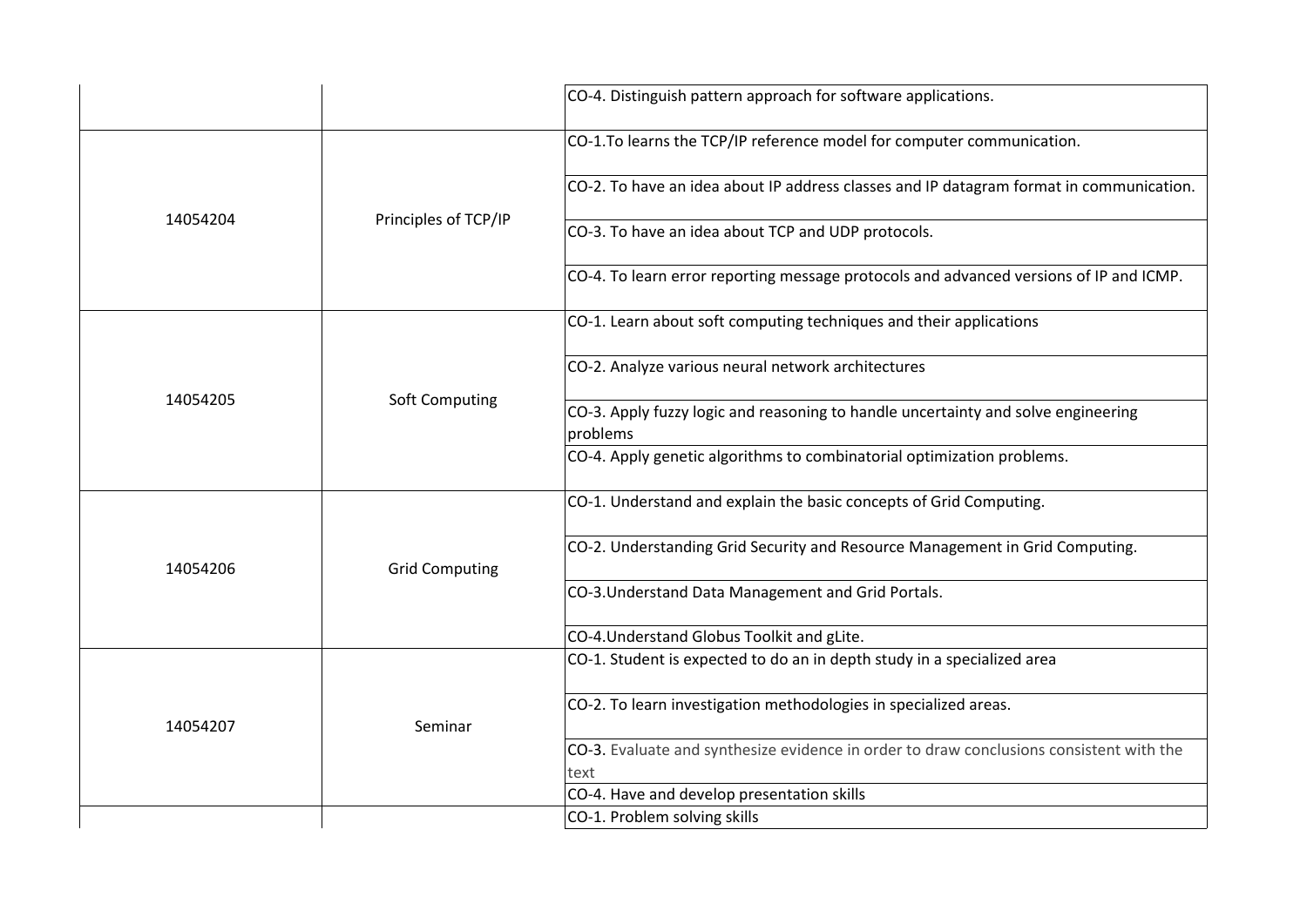| | | |
|---|---|---|
| | | CO-4. Distinguish pattern approach for software applications. |
| 14054204 | Principles of TCP/IP | CO-1.To learns the TCP/IP reference model for computer communication. |
| | | CO-2. To have an idea about IP address classes and IP datagram format in communication. |
| | | CO-3. To have an idea about TCP and UDP protocols. |
| | | CO-4. To learn error reporting message protocols and advanced versions of IP and ICMP. |
| 14054205 | Soft Computing | CO-1. Learn about soft computing techniques and their applications |
| | | CO-2. Analyze various neural network architectures |
| | | CO-3. Apply fuzzy logic and reasoning to handle uncertainty and solve engineering problems |
| | | CO-4. Apply genetic algorithms to combinatorial optimization problems. |
| 14054206 | Grid Computing | CO-1. Understand and explain the basic concepts of Grid Computing. |
| | | CO-2. Understanding Grid Security and Resource Management in Grid Computing. |
| | | CO-3.Understand Data Management and Grid Portals. |
| | | CO-4.Understand Globus Toolkit and gLite. |
| 14054207 | Seminar | CO-1. Student is expected to do an in depth study in a specialized area |
| | | CO-2. To learn investigation methodologies in specialized areas. |
| | | CO-3. Evaluate and synthesize evidence in order to draw conclusions consistent with the text |
| | | CO-4. Have and develop presentation skills |
| | | CO-1. Problem solving skills |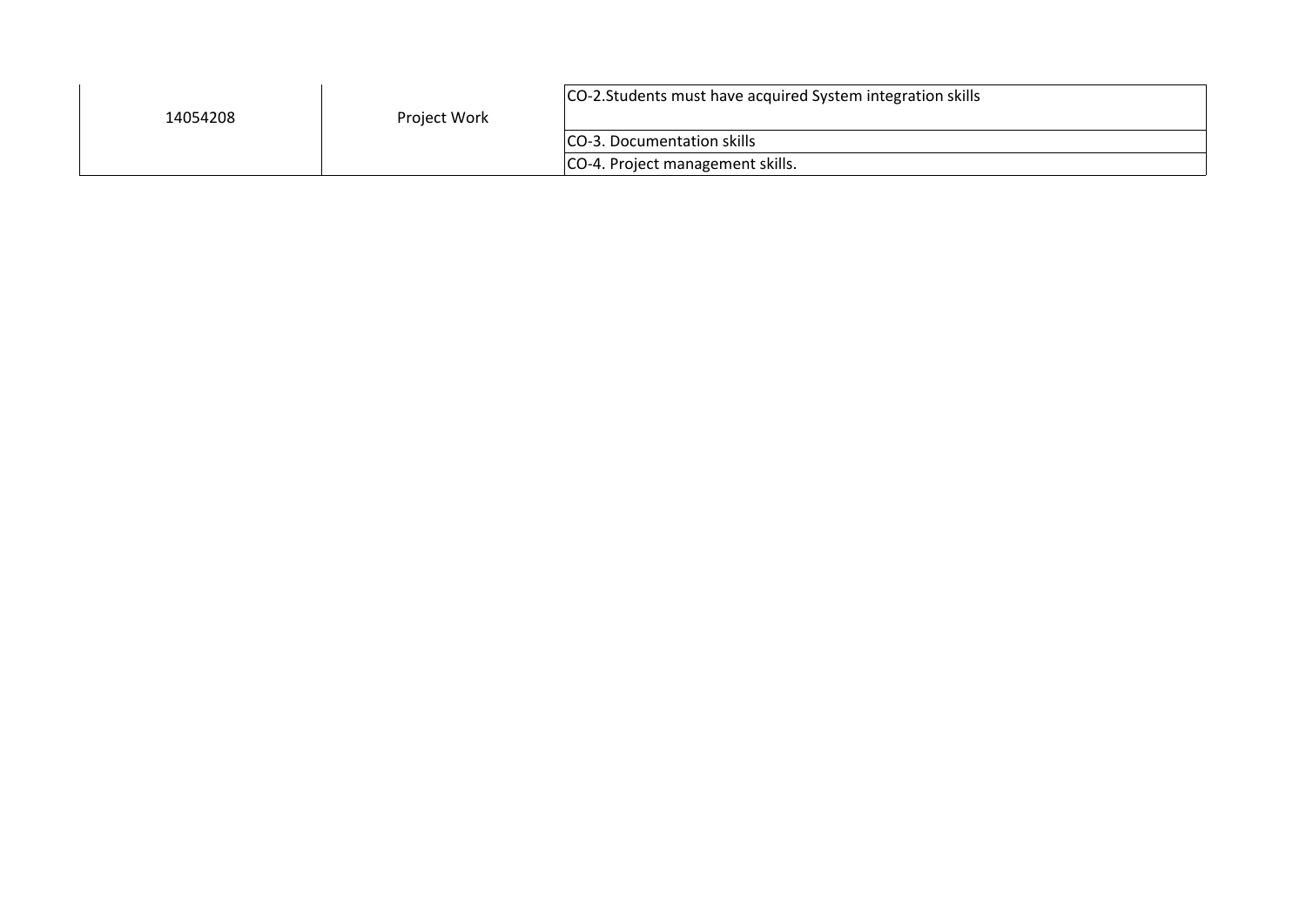| | | |
|---|---|---|
| 14054208 | Project Work | CO-2.Students must have acquired System integration skills |
| | | CO-3. Documentation skills |
| | | CO-4. Project management skills. |